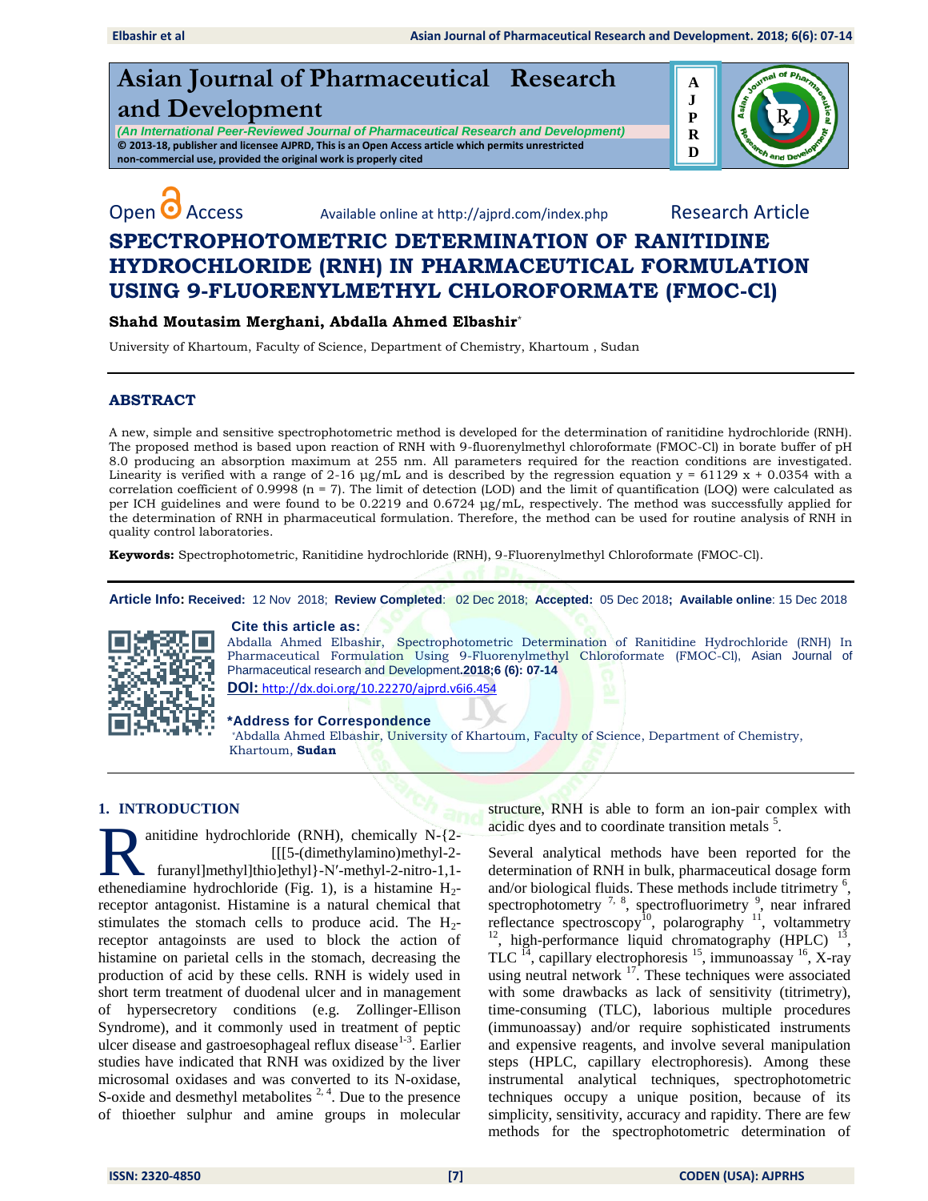# Asian Journal of Pharmaceutical Research and Development

*(An International Peer-Reviewed Journal of Pharmaceutical Research and Development)*

**© 2013-18, publisher and licensee AJPRD, This is an Open Access article which permits unrestricted non-commercial use, provided the original work is properly cited**

Open Access Available online at http://ajprd.com/index.php Research Article

# SPECTROPHOTOMETRIC DETERMINATION OF RANITIDINE HYDROCHLORIDE (RNH) IN PHARMACEUTICAL FORMULATION USING 9-FLUORENYLMETHYL CHLOROFORMATE (FMOC-Cl)

**Shahd Moutasim Merghani, Abdalla Ahmed Elbashir***

University of Khartoum, Faculty of Science, Department of Chemistry, Khartoum , Sudan

## ABSTRACT

A new, simple and sensitive spectrophotometric method is developed for the determination of ranitidine hydrochloride (RNH). The proposed method is based upon reaction of RNH with 9-fluorenylmethyl chloroformate (FMOC-Cl) in borate buffer of pH 8.0 producing an absorption maximum at 255 nm. All parameters required for the reaction conditions are investigated. Linearity is verified with a range of 2-16 µg/mL and is described by the regression equation y = 61129 x + 0.0354 with a correlation coefficient of 0.9998 (n = 7). The limit of detection (LOD) and the limit of quantification (LOQ) were calculated as per ICH guidelines and were found to be 0.2219 and 0.6724 µg/mL, respectively. The method was successfully applied for the determination of RNH in pharmaceutical formulation. Therefore, the method can be used for routine analysis of RNH in quality control laboratories.

**Keywords:** Spectrophotometric, Ranitidine hydrochloride (RNH), 9-Fluorenylmethyl Chloroformate (FMOC-Cl).

**Article Info: Received:** 12 Nov 2018; **Review Completed**: 02 Dec 2018; **Accepted:** 05 Dec 2018**; Available online**: 15 Dec 2018

**Cite this article as:**

Abdalla Ahmed Elbashir, Spectrophotometric Determination of Ranitidine Hydrochloride (RNH) In Pharmaceutical Formulation Using 9-Fluorenylmethyl Chloroformate (FMOC-Cl), Asian Journal of Pharmaceutical research and Development.**2018;6 (6): 07-14**

**DOI:** http://dx.doi.org/10.22270/ajprd.v6i6.454

**\*Address for Correspondence**

*Abdalla Ahmed Elbashir, University of Khartoum, Faculty of Science, Department of Chemistry, Khartoum, **Sudan**

## 1. INTRODUCTION

Ranitidine hydrochloride (RNH), chemically N-{2-[[[5-(dimethylamino)methyl-2-furanyl]methyl]thio]ethyl}-N′-methyl-2-nitro-1,1-ethenediamine hydrochloride (Fig. 1), is a histamine $H_2$-receptor antagonist. Histamine is a natural chemical that stimulates the stomach cells to produce acid. The $H_2$-receptor antagoinsts are used to block the action of histamine on parietal cells in the stomach, decreasing the production of acid by these cells. RNH is widely used in short term treatment of duodenal ulcer and in management of hypersecretory conditions (e.g. Zollinger-Ellison Syndrome), and it commonly used in treatment of peptic ulcer disease and gastroesophageal reflux disease[1-3]. Earlier studies have indicated that RNH was oxidized by the liver microsomal oxidases and was converted to its N-oxidase, S-oxide and desmethyl metabolites [2, 4]. Due to the presence of thioether sulphur and amine groups in molecular structure, RNH is able to form an ion-pair complex with acidic dyes and to coordinate transition metals [5].

Several analytical methods have been reported for the determination of RNH in bulk, pharmaceutical dosage form and/or biological fluids. These methods include titrimetry [6], spectrophotometry [7, 8], spectrofluorimetry [9], near infrared reflectance spectroscopy[10], polarography [11], voltammetry [12], high-performance liquid chromatography (HPLC) [13], TLC [14], capillary electrophoresis [15], immunoassay [16], X-ray using neutral network [17]. These techniques were associated with some drawbacks as lack of sensitivity (titrimetry), time-consuming (TLC), laborious multiple procedures (immunoassay) and/or require sophisticated instruments and expensive reagents, and involve several manipulation steps (HPLC, capillary electrophoresis). Among these instrumental analytical techniques, spectrophotometric techniques occupy a unique position, because of its simplicity, sensitivity, accuracy and rapidity. There are few methods for the spectrophotometric determination of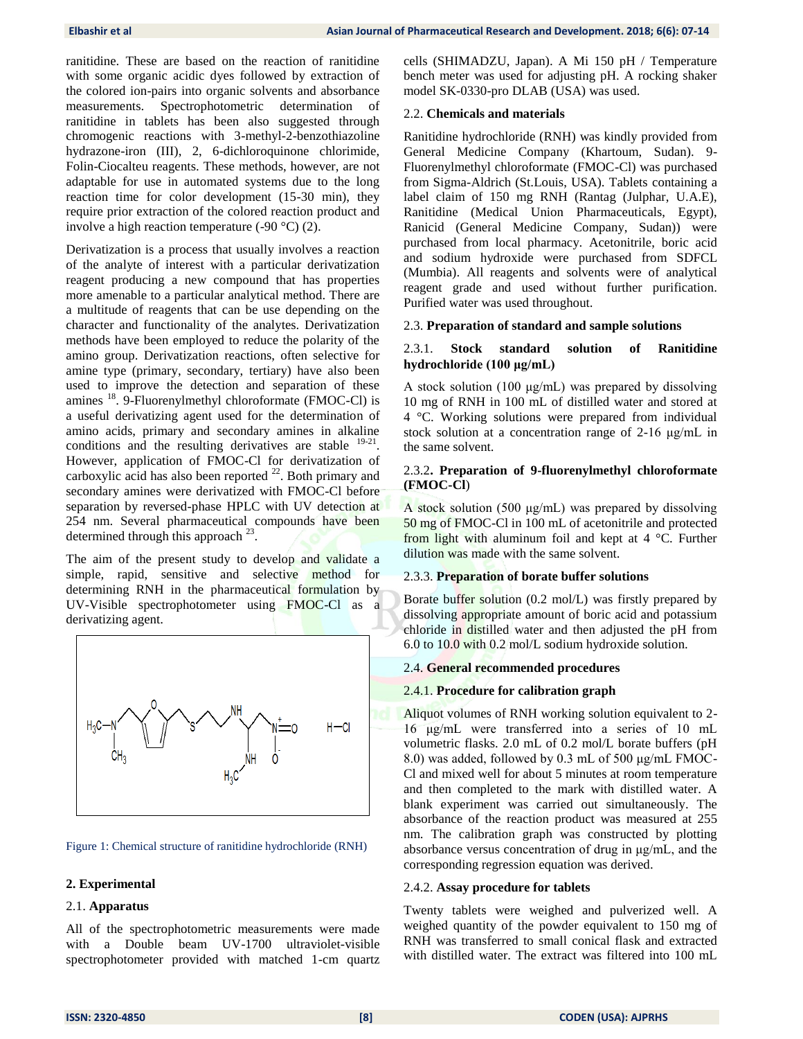ranitidine. These are based on the reaction of ranitidine with some organic acidic dyes followed by extraction of the colored ion-pairs into organic solvents and absorbance measurements. Spectrophotometric determination of ranitidine in tablets has been also suggested through chromogenic reactions with 3-methyl-2-benzothiazoline hydrazone-iron (III), 2, 6-dichloroquinone chlorimide, Folin-Ciocalteu reagents. These methods, however, are not adaptable for use in automated systems due to the long reaction time for color development (15-30 min), they require prior extraction of the colored reaction product and involve a high reaction temperature (-90 °C) (2).

Derivatization is a process that usually involves a reaction of the analyte of interest with a particular derivatization reagent producing a new compound that has properties more amenable to a particular analytical method. There are a multitude of reagents that can be use depending on the character and functionality of the analytes. Derivatization methods have been employed to reduce the polarity of the amino group. Derivatization reactions, often selective for amine type (primary, secondary, tertiary) have also been used to improve the detection and separation of these amines [18]. 9-Fluorenylmethyl chloroformate (FMOC-Cl) is a useful derivatizing agent used for the determination of amino acids, primary and secondary amines in alkaline conditions and the resulting derivatives are stable [19-21]. However, application of FMOC-Cl for derivatization of carboxylic acid has also been reported [22]. Both primary and secondary amines were derivatized with FMOC-Cl before separation by reversed-phase HPLC with UV detection at 254 nm. Several pharmaceutical compounds have been determined through this approach [23].

The aim of the present study to develop and validate a simple, rapid, sensitive and selective method for determining RNH in the pharmaceutical formulation by UV-Visible spectrophotometer using FMOC-Cl as a derivatizing agent.

Figure 1: Chemical structure of ranitidine hydrochloride (RNH)

## 2. Experimental

### 2.1. Apparatus

All of the spectrophotometric measurements were made with a Double beam UV-1700 ultraviolet-visible spectrophotometer provided with matched 1-cm quartz cells (SHIMADZU, Japan). A Mi 150 pH / Temperature bench meter was used for adjusting pH. A rocking shaker model SK-0330-pro DLAB (USA) was used.

### 2.2. Chemicals and materials

Ranitidine hydrochloride (RNH) was kindly provided from General Medicine Company (Khartoum, Sudan). 9-Fluorenylmethyl chloroformate (FMOC-Cl) was purchased from Sigma-Aldrich (St.Louis, USA). Tablets containing a label claim of 150 mg RNH (Rantag (Julphar, U.A.E), Ranitidine (Medical Union Pharmaceuticals, Egypt), Ranicid (General Medicine Company, Sudan)) were purchased from local pharmacy. Acetonitrile, boric acid and sodium hydroxide were purchased from SDFCL (Mumbia). All reagents and solvents were of analytical reagent grade and used without further purification. Purified water was used throughout.

### 2.3. Preparation of standard and sample solutions

#### 2.3.1. Stock standard solution of Ranitidine hydrochloride (100 µg/mL)

A stock solution (100 µg/mL) was prepared by dissolving 10 mg of RNH in 100 mL of distilled water and stored at 4 °C. Working solutions were prepared from individual stock solution at a concentration range of 2-16 µg/mL in the same solvent.

#### 2.3.2. Preparation of 9-fluorenylmethyl chloroformate (FMOC-Cl)

A stock solution (500 µg/mL) was prepared by dissolving 50 mg of FMOC-Cl in 100 mL of acetonitrile and protected from light with aluminum foil and kept at 4 °C. Further dilution was made with the same solvent.

#### 2.3.3. Preparation of borate buffer solutions

Borate buffer solution (0.2 mol/L) was firstly prepared by dissolving appropriate amount of boric acid and potassium chloride in distilled water and then adjusted the pH from 6.0 to 10.0 with 0.2 mol/L sodium hydroxide solution.

### 2.4. General recommended procedures

#### 2.4.1. Procedure for calibration graph

Aliquot volumes of RNH working solution equivalent to 2-16 µg/mL were transferred into a series of 10 mL volumetric flasks. 2.0 mL of 0.2 mol/L borate buffers (pH 8.0) was added, followed by 0.3 mL of 500 µg/mL FMOC-Cl and mixed well for about 5 minutes at room temperature and then completed to the mark with distilled water. A blank experiment was carried out simultaneously. The absorbance of the reaction product was measured at 255 nm. The calibration graph was constructed by plotting absorbance versus concentration of drug in µg/mL, and the corresponding regression equation was derived.

#### 2.4.2. Assay procedure for tablets

Twenty tablets were weighed and pulverized well. A weighed quantity of the powder equivalent to 150 mg of RNH was transferred to small conical flask and extracted with distilled water. The extract was filtered into 100 mL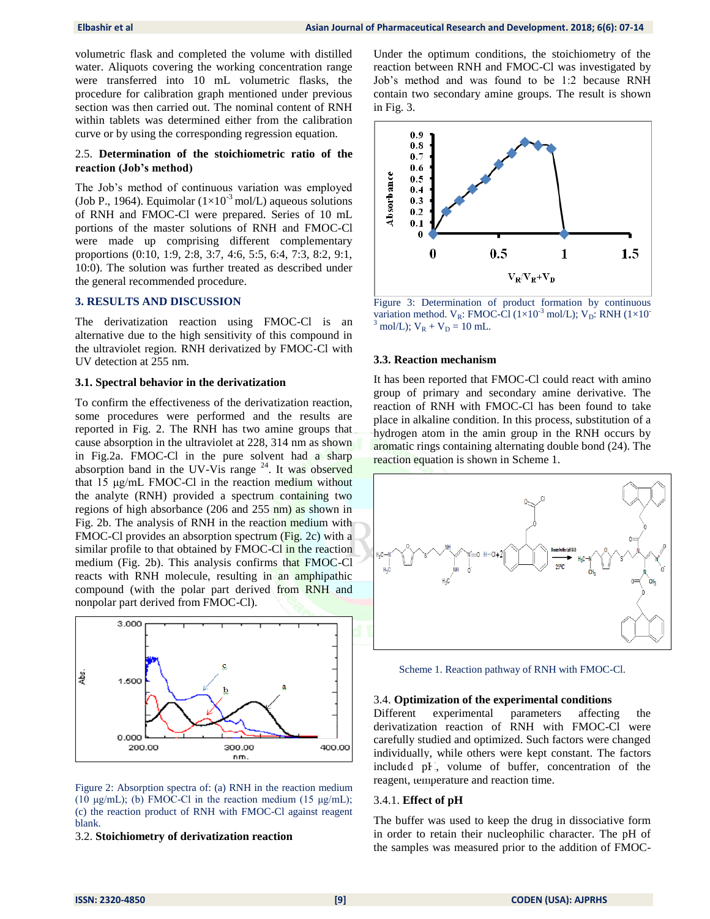volumetric flask and completed the volume with distilled water. Aliquots covering the working concentration range were transferred into 10 mL volumetric flasks, the procedure for calibration graph mentioned under previous section was then carried out. The nominal content of RNH within tablets was determined either from the calibration curve or by using the corresponding regression equation.

### 2.5. Determination of the stoichiometric ratio of the reaction (Job's method)

The Job's method of continuous variation was employed (Job P., 1964). Equimolar ($1\times10^{-3}$ mol/L) aqueous solutions of RNH and FMOC-Cl were prepared. Series of 10 mL portions of the master solutions of RNH and FMOC-Cl were made up comprising different complementary proportions (0:10, 1:9, 2:8, 3:7, 4:6, 5:5, 6:4, 7:3, 8:2, 9:1, 10:0). The solution was further treated as described under the general recommended procedure.

## 3. RESULTS AND DISCUSSION

The derivatization reaction using FMOC-Cl is an alternative due to the high sensitivity of this compound in the ultraviolet region. RNH derivatized by FMOC-Cl with UV detection at 255 nm.

### 3.1. Spectral behavior in the derivatization

To confirm the effectiveness of the derivatization reaction, some procedures were performed and the results are reported in Fig. 2. The RNH has two amine groups that cause absorption in the ultraviolet at 228, 314 nm as shown in Fig.2a. FMOC-Cl in the pure solvent had a sharp absorption band in the UV-Vis range [24]. It was observed that 15 µg/mL FMOC-Cl in the reaction medium without the analyte (RNH) provided a spectrum containing two regions of high absorbance (206 and 255 nm) as shown in Fig. 2b. The analysis of RNH in the reaction medium with FMOC-Cl provides an absorption spectrum (Fig. 2c) with a similar profile to that obtained by FMOC-Cl in the reaction medium (Fig. 2b). This analysis confirms that FMOC-Cl reacts with RNH molecule, resulting in an amphipathic compound (with the polar part derived from RNH and nonpolar part derived from FMOC-Cl).

Figure 2: Absorption spectra of: (a) RNH in the reaction medium (10 µg/mL); (b) FMOC-Cl in the reaction medium (15 µg/mL); (c) the reaction product of RNH with FMOC-Cl against reagent blank.

### 3.2. Stoichiometry of derivatization reaction

Under the optimum conditions, the stoichiometry of the reaction between RNH and FMOC-Cl was investigated by Job's method and was found to be 1:2 because RNH contain two secondary amine groups. The result is shown in Fig. 3.

Figure 3: Determination of product formation by continuous variation method. $V_R$: FMOC-Cl ($1\times10^{-3}$ mol/L); $V_D$: RNH ($1\times10^{-3}$ mol/L); $V_R + V_D$ = 10 mL.

### 3.3. Reaction mechanism

It has been reported that FMOC-Cl could react with amino group of primary and secondary amine derivative. The reaction of RNH with FMOC-Cl has been found to take place in alkaline condition. In this process, substitution of a hydrogen atom in the amin group in the RNH occurs by aromatic rings containing alternating double bond (24). The reaction equation is shown in Scheme 1.

Scheme 1. Reaction pathway of RNH with FMOC-Cl.

### 3.4. Optimization of the experimental conditions

Different experimental parameters affecting the derivatization reaction of RNH with FMOC-Cl were carefully studied and optimized. Such factors were changed individually, while others were kept constant. The factors included pH, volume of buffer, concentration of the reagent, temperature and reaction time.

#### 3.4.1. Effect of pH

The buffer was used to keep the drug in dissociative form in order to retain their nucleophilic character. The pH of the samples was measured prior to the addition of FMOC-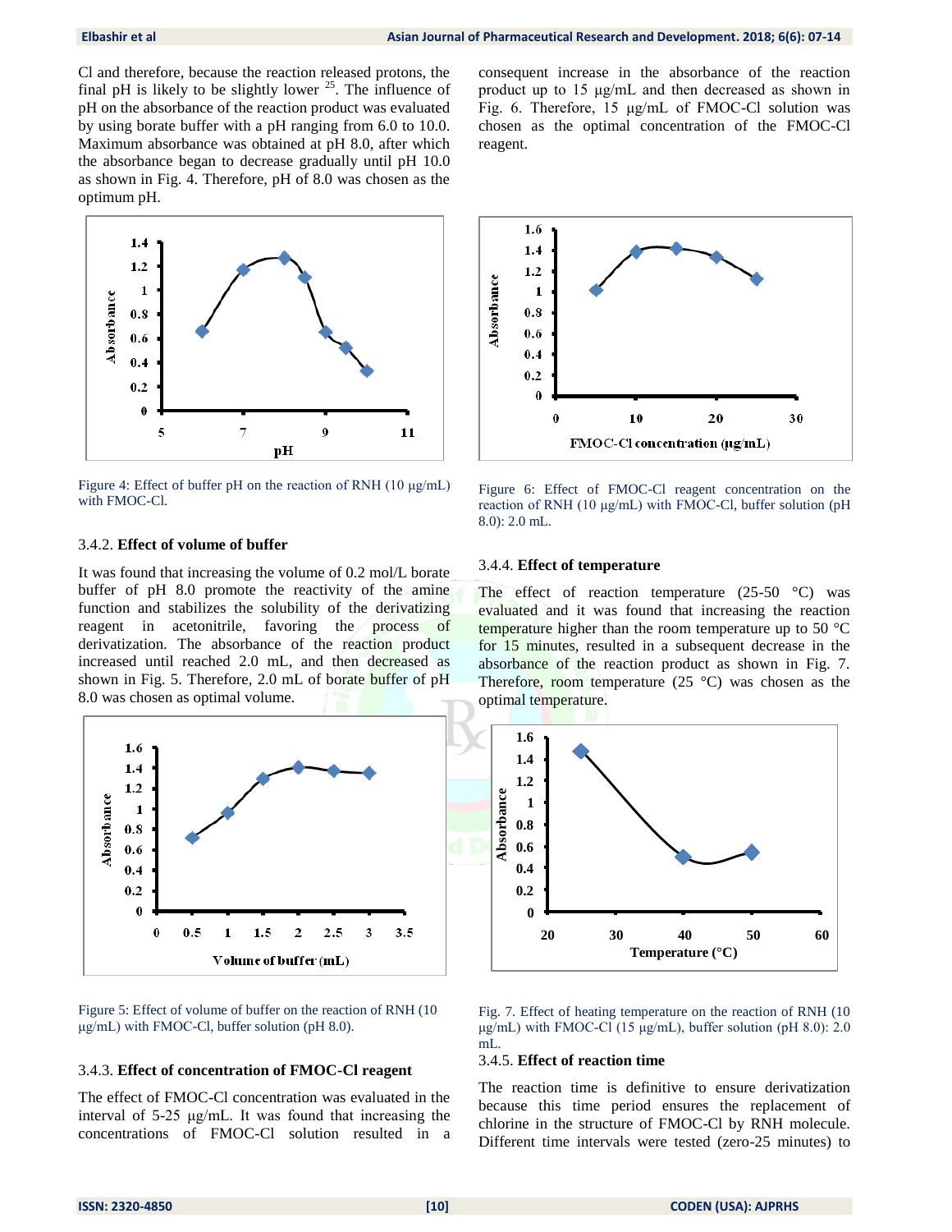Cl and therefore, because the reaction released protons, the final pH is likely to be slightly lower [25]. The influence of pH on the absorbance of the reaction product was evaluated by using borate buffer with a pH ranging from 6.0 to 10.0. Maximum absorbance was obtained at pH 8.0, after which the absorbance began to decrease gradually until pH 10.0 as shown in Fig. 4. Therefore, pH of 8.0 was chosen as the optimum pH.

Figure 4: Effect of buffer pH on the reaction of RNH (10 µg/mL) with FMOC-Cl.

### 3.4.2. Effect of volume of buffer

It was found that increasing the volume of 0.2 mol/L borate buffer of pH 8.0 promote the reactivity of the amine function and stabilizes the solubility of the derivatizing reagent in acetonitrile, favoring the process of derivatization. The absorbance of the reaction product increased until reached 2.0 mL, and then decreased as shown in Fig. 5. Therefore, 2.0 mL of borate buffer of pH 8.0 was chosen as optimal volume.

Figure 5: Effect of volume of buffer on the reaction of RNH (10 µg/mL) with FMOC-Cl, buffer solution (pH 8.0).

### 3.4.3. Effect of concentration of FMOC-Cl reagent

The effect of FMOC-Cl concentration was evaluated in the interval of 5-25 µg/mL. It was found that increasing the concentrations of FMOC-Cl solution resulted in a consequent increase in the absorbance of the reaction product up to 15 µg/mL and then decreased as shown in Fig. 6. Therefore, 15 µg/mL of FMOC-Cl solution was chosen as the optimal concentration of the FMOC-Cl reagent.

Figure 6: Effect of FMOC-Cl reagent concentration on the reaction of RNH (10 µg/mL) with FMOC-Cl, buffer solution (pH 8.0): 2.0 mL.

### 3.4.4. Effect of temperature

The effect of reaction temperature (25-50 °C) was evaluated and it was found that increasing the reaction temperature higher than the room temperature up to 50 °C for 15 minutes, resulted in a subsequent decrease in the absorbance of the reaction product as shown in Fig. 7. Therefore, room temperature (25 °C) was chosen as the optimal temperature.

Fig. 7. Effect of heating temperature on the reaction of RNH (10 µg/mL) with FMOC-Cl (15 µg/mL), buffer solution (pH 8.0): 2.0 mL.

### 3.4.5. Effect of reaction time

The reaction time is definitive to ensure derivatization because this time period ensures the replacement of chlorine in the structure of FMOC-Cl by RNH molecule. Different time intervals were tested (zero-25 minutes) to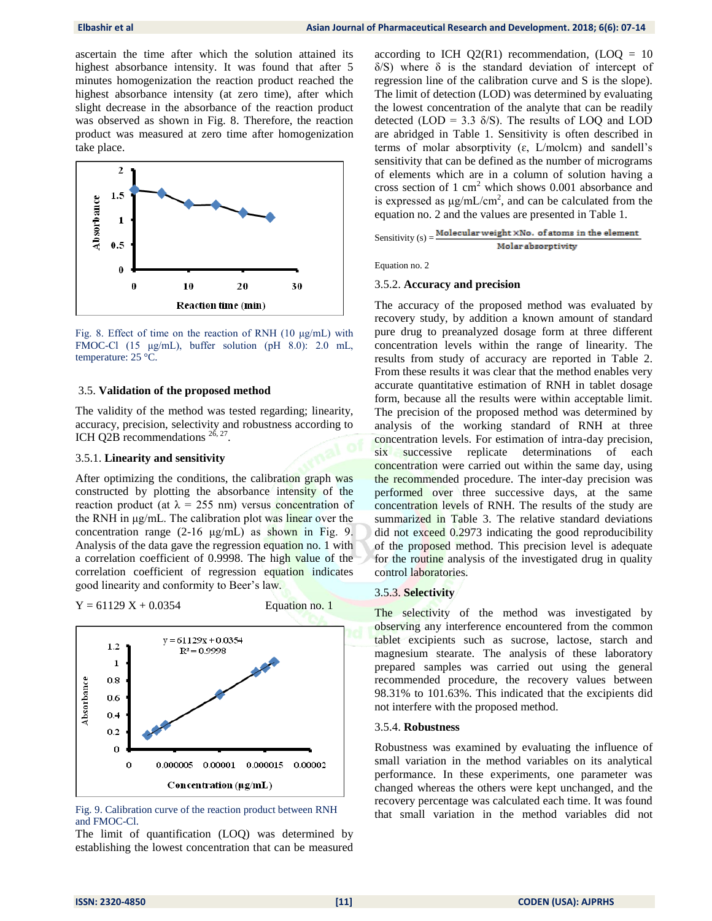ascertain the time after which the solution attained its highest absorbance intensity. It was found that after 5 minutes homogenization the reaction product reached the highest absorbance intensity (at zero time), after which slight decrease in the absorbance of the reaction product was observed as shown in Fig. 8. Therefore, the reaction product was measured at zero time after homogenization take place.

Fig. 8. Effect of time on the reaction of RNH (10 µg/mL) with FMOC-Cl (15 µg/mL), buffer solution (pH 8.0): 2.0 mL, temperature: 25 °C.

### 3.5. Validation of the proposed method

The validity of the method was tested regarding; linearity, accuracy, precision, selectivity and robustness according to ICH Q2B recommendations [26, 27].

#### 3.5.1. Linearity and sensitivity

After optimizing the conditions, the calibration graph was constructed by plotting the absorbance intensity of the reaction product (at $\lambda$ = 255 nm) versus concentration of the RNH in µg/mL. The calibration plot was linear over the concentration range (2-16 µg/mL) as shown in Fig. 9. Analysis of the data gave the regression equation no. 1 with a correlation coefficient of 0.9998. The high value of the correlation coefficient of regression equation indicates good linearity and conformity to Beer's law.

$$Y = 61129\,X + 0.0354 \qquad \text{Equation no. 1}$$

Fig. 9. Calibration curve of the reaction product between RNH and FMOC-Cl.

The limit of quantification (LOQ) was determined by establishing the lowest concentration that can be measured according to ICH Q2(R1) recommendation, (LOQ = 10 $\delta$/S) where $\delta$ is the standard deviation of intercept of regression line of the calibration curve and S is the slope). The limit of detection (LOD) was determined by evaluating the lowest concentration of the analyte that can be readily detected (LOD = 3.3 $\delta$/S). The results of LOQ and LOD are abridged in Table 1. Sensitivity is often described in terms of molar absorptivity ($\varepsilon$, L/molcm) and sandell's sensitivity that can be defined as the number of micrograms of elements which are in a column of solution having a cross section of 1 $cm^2$ which shows 0.001 absorbance and is expressed as µg/mL/$cm^2$, and can be calculated from the equation no. 2 and the values are presented in Table 1.

$$\text{Sensitivity (s)} = \frac{\text{Molecular weight} \times \text{No. of atoms in the element}}{\text{Molar absorptivity}}$$

Equation no. 2

#### 3.5.2. Accuracy and precision

The accuracy of the proposed method was evaluated by recovery study, by addition a known amount of standard pure drug to preanalyzed dosage form at three different concentration levels within the range of linearity. The results from study of accuracy are reported in Table 2. From these results it was clear that the method enables very accurate quantitative estimation of RNH in tablet dosage form, because all the results were within acceptable limit. The precision of the proposed method was determined by analysis of the working standard of RNH at three concentration levels. For estimation of intra-day precision, six successive replicate determinations of each concentration were carried out within the same day, using the recommended procedure. The inter-day precision was performed over three successive days, at the same concentration levels of RNH. The results of the study are summarized in Table 3. The relative standard deviations did not exceed 0.2973 indicating the good reproducibility of the proposed method. This precision level is adequate for the routine analysis of the investigated drug in quality control laboratories.

#### 3.5.3. Selectivity

The selectivity of the method was investigated by observing any interference encountered from the common tablet excipients such as sucrose, lactose, starch and magnesium stearate. The analysis of these laboratory prepared samples was carried out using the general recommended procedure, the recovery values between 98.31% to 101.63%. This indicated that the excipients did not interfere with the proposed method.

#### 3.5.4. Robustness

Robustness was examined by evaluating the influence of small variation in the method variables on its analytical performance. In these experiments, one parameter was changed whereas the others were kept unchanged, and the recovery percentage was calculated each time. It was found that small variation in the method variables did not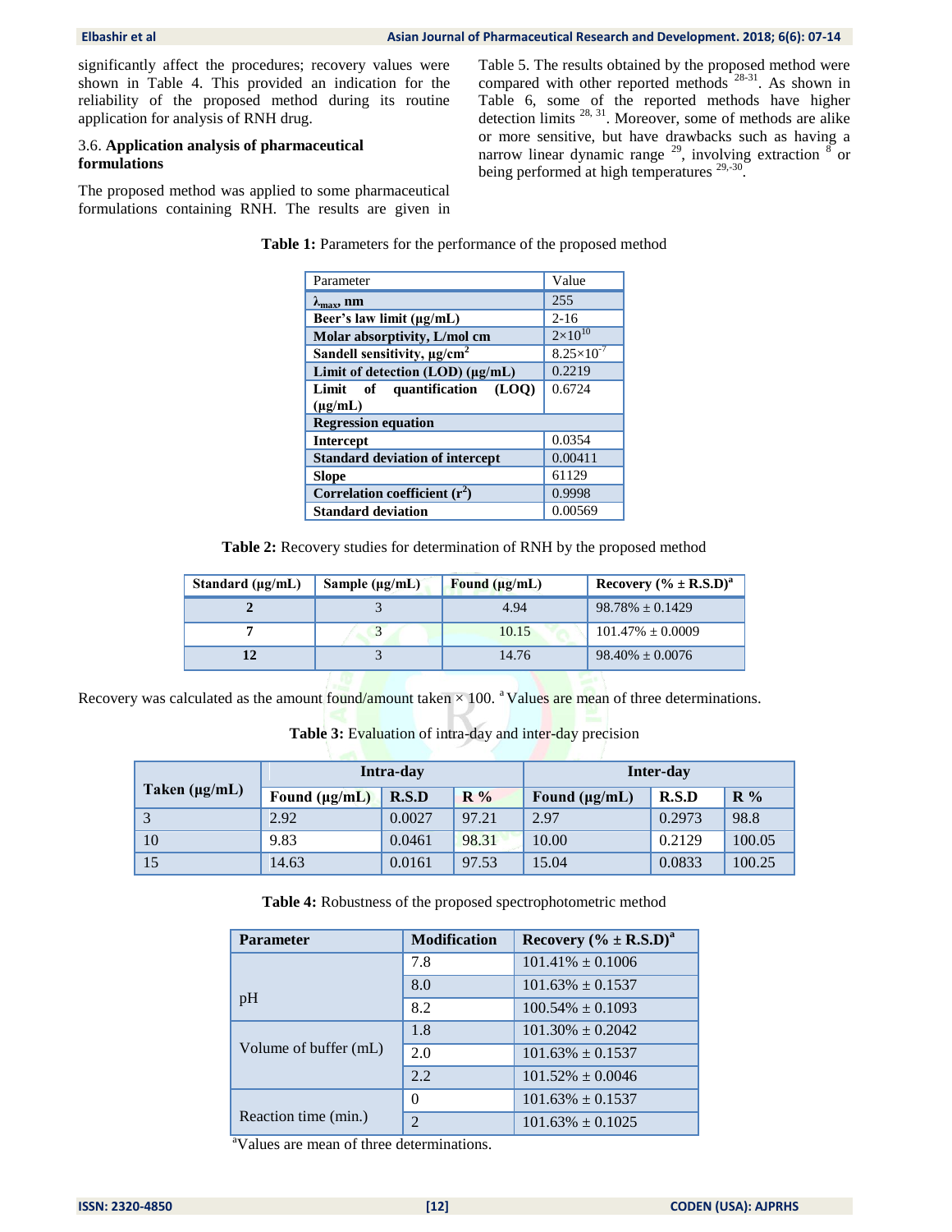significantly affect the procedures; recovery values were shown in Table 4. This provided an indication for the reliability of the proposed method during its routine application for analysis of RNH drug.

### 3.6. Application analysis of pharmaceutical formulations

The proposed method was applied to some pharmaceutical formulations containing RNH. The results are given in Table 5. The results obtained by the proposed method were compared with other reported methods [28-31]. As shown in Table 6, some of the reported methods have higher detection limits [28, 31]. Moreover, some of methods are alike or more sensitive, but have drawbacks such as having a narrow linear dynamic range [29], involving extraction [8] or being performed at high temperatures [29,-30].

**Table 1:** Parameters for the performance of the proposed method

| Parameter | Value |
|---|---|
| **$\lambda_{max}$, nm** | 255 |
| **Beer's law limit (µg/mL)** | 2-16 |
| **Molar absorptivity, L/mol cm** | $2\times10^{10}$ |
| **Sandell sensitivity, µg/cm$^2$** | $8.25\times10^{-7}$ |
| **Limit of detection (LOD) (µg/mL)** | 0.2219 |
| **Limit of quantification (LOQ) (µg/mL)** | 0.6724 |
| **Regression equation** | |
| **Intercept** | 0.0354 |
| **Standard deviation of intercept** | 0.00411 |
| **Slope** | 61129 |
| **Correlation coefficient ($r^2$)** | 0.9998 |
| **Standard deviation** | 0.00569 |

**Table 2:** Recovery studies for determination of RNH by the proposed method

| Standard (µg/mL) | Sample (µg/mL) | Found (µg/mL) | Recovery (% ± R.S.D)[a] |
|---|---|---|---|
| **2** | 3 | 4.94 | 98.78% ± 0.1429 |
| **7** | 3 | 10.15 | 101.47% ± 0.0009 |
| **12** | 3 | 14.76 | 98.40% ± 0.0076 |

Recovery was calculated as the amount found/amount taken × 100. [a] Values are mean of three determinations.

**Table 3:** Evaluation of intra-day and inter-day precision

| Taken (µg/mL) | Intra-day | | | Inter-day | | |
|---|---|---|---|---|---|---|
| | Found (µg/mL) | R.S.D | R % | Found (µg/mL) | R.S.D | R % |
| 3 | 2.92 | 0.0027 | 97.21 | 2.97 | 0.2973 | 98.8 |
| 10 | 9.83 | 0.0461 | 98.31 | 10.00 | 0.2129 | 100.05 |
| 15 | 14.63 | 0.0161 | 97.53 | 15.04 | 0.0833 | 100.25 |

**Table 4:** Robustness of the proposed spectrophotometric method

| Parameter | Modification | Recovery (% ± R.S.D)[a] |
|---|---|---|
| pH | 7.8 | 101.41% ± 0.1006 |
| | 8.0 | 101.63% ± 0.1537 |
| | 8.2 | 100.54% ± 0.1093 |
| Volume of buffer (mL) | 1.8 | 101.30% ± 0.2042 |
| | 2.0 | 101.63% ± 0.1537 |
| | 2.2 | 101.52% ± 0.0046 |
| Reaction time (min.) | 0 | 101.63% ± 0.1537 |
| | 2 | 101.63% ± 0.1025 |

[a]Values are mean of three determinations.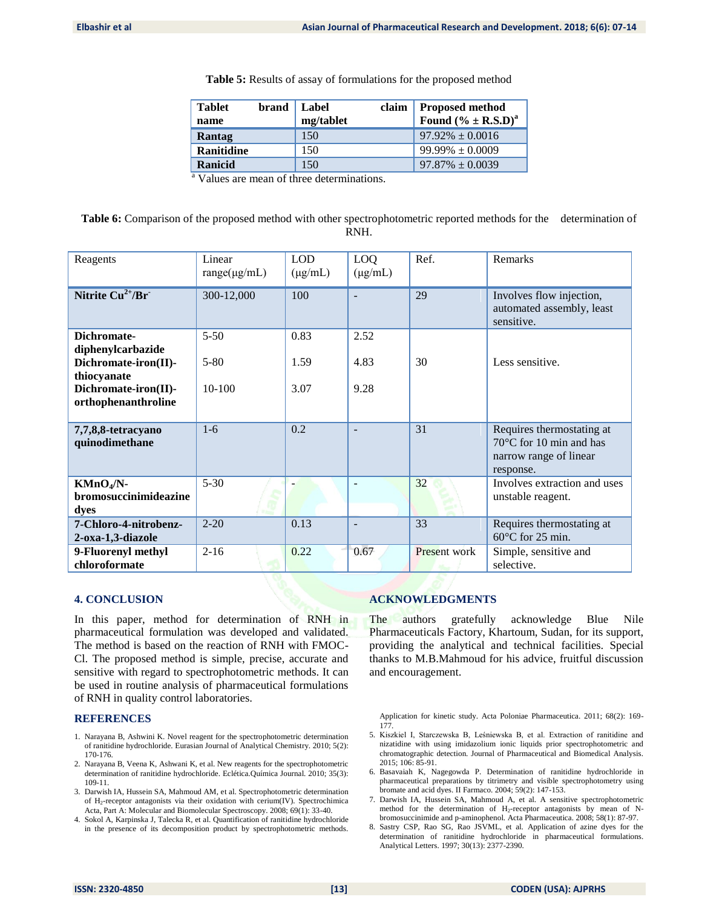**Table 5:** Results of assay of formulations for the proposed method

| Tablet brand name | Label claim mg/tablet | Proposed method Found (% ± R.S.D)[a] |
|---|---|---|
| **Rantag** | 150 | 97.92% ± 0.0016 |
| **Ranitidine** | 150 | 99.99% ± 0.0009 |
| **Ranicid** | 150 | 97.87% ± 0.0039 |

[a] Values are mean of three determinations.

**Table 6:** Comparison of the proposed method with other spectrophotometric reported methods for the determination of RNH.

| Reagents | Linear range(μg/mL) | LOD (μg/mL) | LOQ (μg/mL) | Ref. | Remarks |
|---|---|---|---|---|---|
| **Nitrite $Cu^{2+}$/$Br^{-}$** | 300-12,000 | 100 | - | 29 | Involves flow injection, automated assembly, least sensitive. |
| **Dichromate-diphenylcarbazide** | 5-50 | 0.83 | 2.52 | 30 | Less sensitive. |
| **Dichromate-iron(II)-thiocyanate** | 5-80 | 1.59 | 4.83 | | |
| **Dichromate-iron(II)-orthophenanthroline** | 10-100 | 3.07 | 9.28 | | |
| **7,7,8,8-tetracyano quinodimethane** | 1-6 | 0.2 | - | 31 | Requires thermostating at 70°C for 10 min and has narrow range of linear response. |
| **$KMnO_4$/N-bromosuccinimideazine dyes** | 5-30 | - | - | 32 | Involves extraction and uses unstable reagent. |
| **7-Chloro-4-nitrobenz-2-oxa-1,3-diazole** | 2-20 | 0.13 | - | 33 | Requires thermostating at 60°C for 25 min. |
| **9-Fluorenyl methyl chloroformate** | 2-16 | 0.22 | 0.67 | Present work | Simple, sensitive and selective. |

## 4. CONCLUSION

In this paper, method for determination of RNH in pharmaceutical formulation was developed and validated. The method is based on the reaction of RNH with FMOC-Cl. The proposed method is simple, precise, accurate and sensitive with regard to spectrophotometric methods. It can be used in routine analysis of pharmaceutical formulations of RNH in quality control laboratories.

## ACKNOWLEDGMENTS

The authors gratefully acknowledge Blue Nile Pharmaceuticals Factory, Khartoum, Sudan, for its support, providing the analytical and technical facilities. Special thanks to M.B.Mahmoud for his advice, fruitful discussion and encouragement.

## REFERENCES

1. Narayana B, Ashwini K. Novel reagent for the spectrophotometric determination of ranitidine hydrochloride. Eurasian Journal of Analytical Chemistry. 2010; 5(2): 170-176.
2. Narayana B, Veena K, Ashwani K, et al. New reagents for the spectrophotometric determination of ranitidine hydrochloride. Eclética.Química Journal. 2010; 35(3): 109-11.
3. Darwish IA, Hussein SA, Mahmoud AM, et al. Spectrophotometric determination of $H_2$-receptor antagonists via their oxidation with cerium(IV). Spectrochimica Acta, Part A: Molecular and Biomolecular Spectroscopy. 2008; 69(1): 33-40.
4. Sokol A, Karpinska J, Talecka R, et al. Quantification of ranitidine hydrochloride in the presence of its decomposition product by spectrophotometric methods. Application for kinetic study. Acta Poloniae Pharmaceutica. 2011; 68(2): 169-177.
5. Kiszkiel I, Starczewska B, Leśniewska B, et al. Extraction of ranitidine and nizatidine with using imidazolium ionic liquids prior spectrophotometric and chromatographic detection. Journal of Pharmaceutical and Biomedical Analysis. 2015; 106: 85-91.
6. Basavaiah K, Nagegowda P. Determination of ranitidine hydrochloride in pharmaceutical preparations by titrimetry and visible spectrophotometry using bromate and acid dyes. Il Farmaco. 2004; 59(2): 147-153.
7. Darwish IA, Hussein SA, Mahmoud A, et al. A sensitive spectrophotometric method for the determination of $H_2$-receptor antagonists by means of N-bromosuccinimide and p-aminophenol. Acta Pharmaceutica. 2008; 58(1): 87-97.
8. Sastry CSP, Rao SG, Rao JSVML, et al. Application of azine dyes for the determination of ranitidine hydrochloride in pharmaceutical formulations. Analytical Letters. 1997; 30(13): 2377-2390.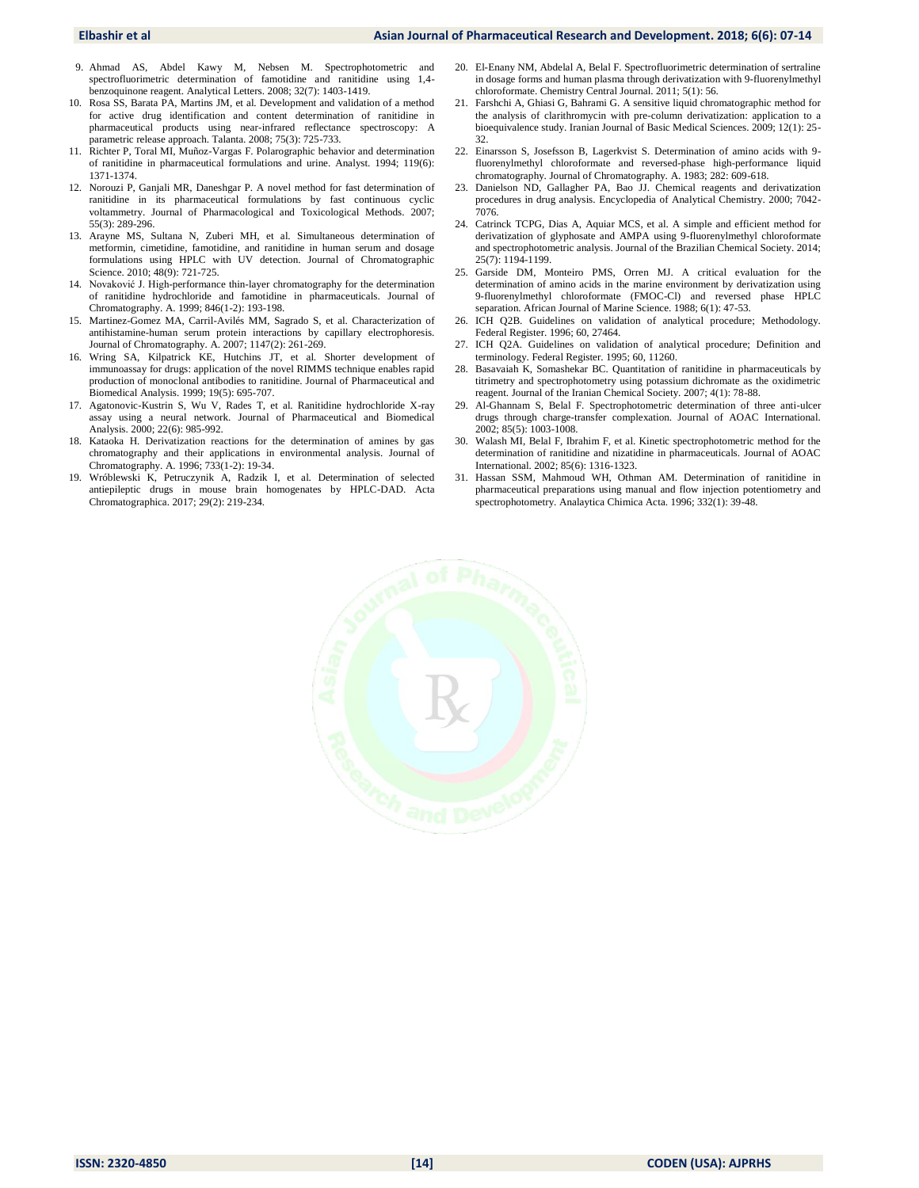9. Ahmad AS, Abdel Kawy M, Nebsen M. Spectrophotometric and spectrofluorimetric determination of famotidine and ranitidine using 1,4-benzoquinone reagent. Analytical Letters. 2008; 32(7): 1403-1419.
10. Rosa SS, Barata PA, Martins JM, et al. Development and validation of a method for active drug identification and content determination of ranitidine in pharmaceutical products using near-infrared reflectance spectroscopy: A parametric release approach. Talanta. 2008; 75(3): 725-733.
11. Richter P, Toral MI, Muñoz-Vargas F. Polarographic behavior and determination of ranitidine in pharmaceutical formulations and urine. Analyst. 1994; 119(6): 1371-1374.
12. Norouzi P, Ganjali MR, Daneshgar P. A novel method for fast determination of ranitidine in its pharmaceutical formulations by fast continuous cyclic voltammetry. Journal of Pharmacological and Toxicological Methods. 2007; 55(3): 289-296.
13. Arayne MS, Sultana N, Zuberi MH, et al. Simultaneous determination of metformin, cimetidine, famotidine, and ranitidine in human serum and dosage formulations using HPLC with UV detection. Journal of Chromatographic Science. 2010; 48(9): 721-725.
14. Novaković J. High-performance thin-layer chromatography for the determination of ranitidine hydrochloride and famotidine in pharmaceuticals. Journal of Chromatography. A. 1999; 846(1-2): 193-198.
15. Martinez-Gomez MA, Carril-Avilés MM, Sagrado S, et al. Characterization of antihistamine-human serum protein interactions by capillary electrophoresis. Journal of Chromatography. A. 2007; 1147(2): 261-269.
16. Wring SA, Kilpatrick KE, Hutchins JT, et al. Shorter development of immunoassay for drugs: application of the novel RIMMS technique enables rapid production of monoclonal antibodies to ranitidine. Journal of Pharmaceutical and Biomedical Analysis. 1999; 19(5): 695-707.
17. Agatonovic-Kustrin S, Wu V, Rades T, et al. Ranitidine hydrochloride X-ray assay using a neural network. Journal of Pharmaceutical and Biomedical Analysis. 2000; 22(6): 985-992.
18. Kataoka H. Derivatization reactions for the determination of amines by gas chromatography and their applications in environmental analysis. Journal of Chromatography. A. 1996; 733(1-2): 19-34.
19. Wróblewski K, Petruczynik A, Radzik I, et al. Determination of selected antiepileptic drugs in mouse brain homogenates by HPLC-DAD. Acta Chromatographica. 2017; 29(2): 219-234.
20. El-Enany NM, Abdelal A, Belal F. Spectrofluorimetric determination of sertraline in dosage forms and human plasma through derivatization with 9-fluorenylmethyl chloroformate. Chemistry Central Journal. 2011; 5(1): 56.
21. Farshchi A, Ghiasi G, Bahrami G. A sensitive liquid chromatographic method for the analysis of clarithromycin with pre-column derivatization: application to a bioequivalence study. Iranian Journal of Basic Medical Sciences. 2009; 12(1): 25-32.
22. Einarsson S, Josefsson B, Lagerkvist S. Determination of amino acids with 9-fluorenylmethyl chloroformate and reversed-phase high-performance liquid chromatography. Journal of Chromatography. A. 1983; 282: 609-618.
23. Danielson ND, Gallagher PA, Bao JJ. Chemical reagents and derivatization procedures in drug analysis. Encyclopedia of Analytical Chemistry. 2000; 7042-7076.
24. Catrinck TCPG, Dias A, Aquiar MCS, et al. A simple and efficient method for derivatization of glyphosate and AMPA using 9-fluorenylmethyl chloroformate and spectrophotometric analysis. Journal of the Brazilian Chemical Society. 2014; 25(7): 1194-1199.
25. Garside DM, Monteiro PMS, Orren MJ. A critical evaluation for the determination of amino acids in the marine environment by derivatization using 9-fluorenylmethyl chloroformate (FMOC-Cl) and reversed phase HPLC separation. African Journal of Marine Science. 1988; 6(1): 47-53.
26. ICH Q2B. Guidelines on validation of analytical procedure; Methodology. Federal Register. 1996; 60, 27464.
27. ICH Q2A. Guidelines on validation of analytical procedure; Definition and terminology. Federal Register. 1995; 60, 11260.
28. Basavaiah K, Somashekar BC. Quantitation of ranitidine in pharmaceuticals by titrimetry and spectrophotometry using potassium dichromate as the oxidimetric reagent. Journal of the Iranian Chemical Society. 2007; 4(1): 78-88.
29. Al-Ghannam S, Belal F. Spectrophotometric determination of three anti-ulcer drugs through charge-transfer complexation. Journal of AOAC International. 2002; 85(5): 1003-1008.
30. Walash MI, Belal F, Ibrahim F, et al. Kinetic spectrophotometric method for the determination of ranitidine and nizatidine in pharmaceuticals. Journal of AOAC International. 2002; 85(6): 1316-1323.
31. Hassan SSM, Mahmoud WH, Othman AM. Determination of ranitidine in pharmaceutical preparations using manual and flow injection potentiometry and spectrophotometry. Analaytica Chimica Acta. 1996; 332(1): 39-48.